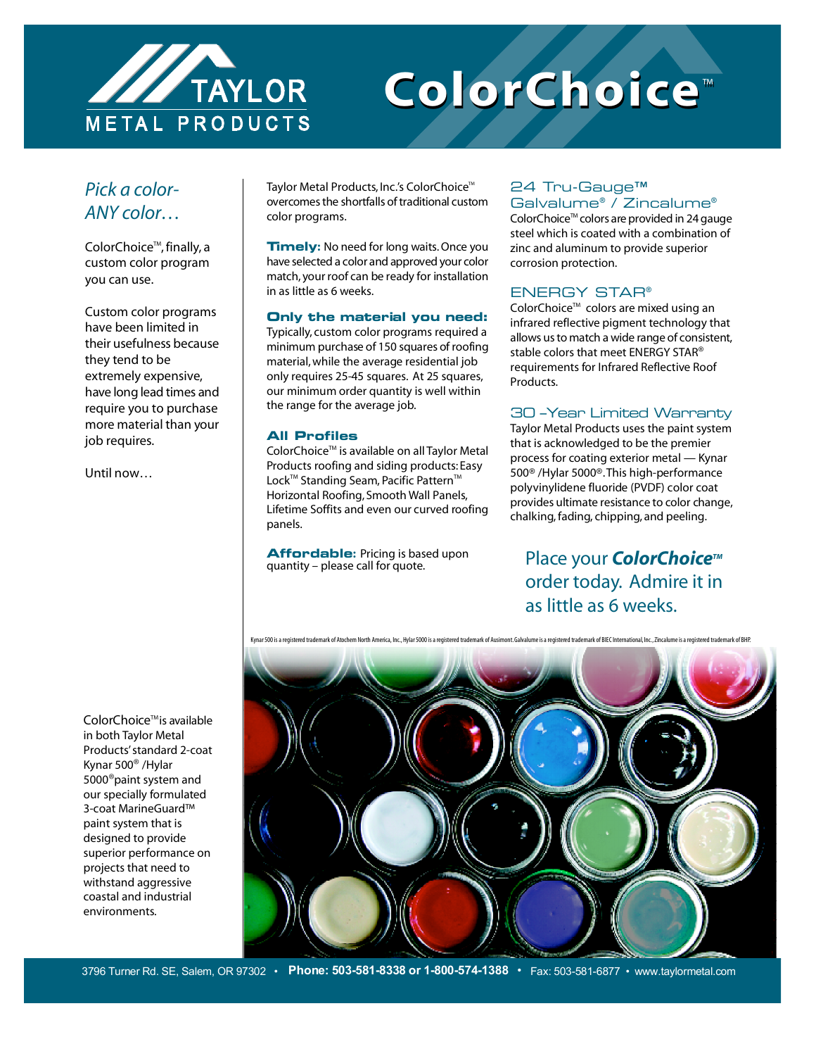# TAYLOR METAL PRODUCTS

# ColorChoice™

## *Pick a color- ANY color…*

ColorChoice™, finally, a custom color program you can use.

Custom color programs have been limited in their usefulness because they tend to be extremely expensive, have long lead times and require you to purchase more material than your job requires.

Until now…

Taylor Metal Products, Inc.'s ColorChoice™ overcomes the shortfalls of traditional custom color programs.

**Timely:** No need for long waits. Once you have selected a color and approved your color match, your roof can be ready for installation in as little as 6 weeks.

**Only the material you need:** Typically, custom color programs required a minimum purchase of 150 squares of roofing material, while the average residential job only requires 25-45 squares. At 25 squares, our minimum order quantity is well within the range for the average job.

**All Profiles** ColorChoice™ is available on all Taylor Metal Products roofing and siding products: Easy Lock™ Standing Seam, Pacific Pattern™ Horizontal Roofing, Smooth Wall Panels, Lifetime Soffits and even our curved roofing panels.

**Affordable:** Pricing is based upon quantity – please call for quote.

### 24 Tru-Gauge™ Galvalume® / Zincalume®

ColorChoice™ colors are provided in 24 gauge steel which is coated with a combination of zinc and aluminum to provide superior corrosion protection.

### ENERGY STAR®

ColorChoice™ colors are mixed using an infrared reflective pigment technology that allows us to match a wide range of consistent, stable colors that meet ENERGY STAR® requirements for Infrared Reflective Roof Products.

### 30 –Year Limited Warranty

Taylor Metal Products uses the paint system that is acknowledged to be the premier process for coating exterior metal — Kynar 500® /Hylar 5000®. This high-performance polyvinylidene fluoride (PVDF) color coat provides ultimate resistance to color change, chalking, fading, chipping, and peeling.

Place your ***ColorChoice™*** order today. Admire it in as little as 6 weeks.

Kynar 500 is a registered trademark of Atochem North America, Inc., Hylar 5000 is a registered trademark of Ausimont. Galvalume is a registered trademark of BIEC International, Inc., Zincalume is a registered trademark of BHP.

ColorChoice™ is available in both Taylor Metal Products' standard 2-coat Kynar 500® /Hylar 5000® paint system and our specially formulated 3-coat MarineGuard™ paint system that is designed to provide superior performance on projects that need to withstand aggressive coastal and industrial environments.

3796 Turner Rd. SE, Salem, OR 97302 • **Phone: 503-581-8338 or 1-800-574-1388** • Fax: 503-581-6877 • www.taylormetal.com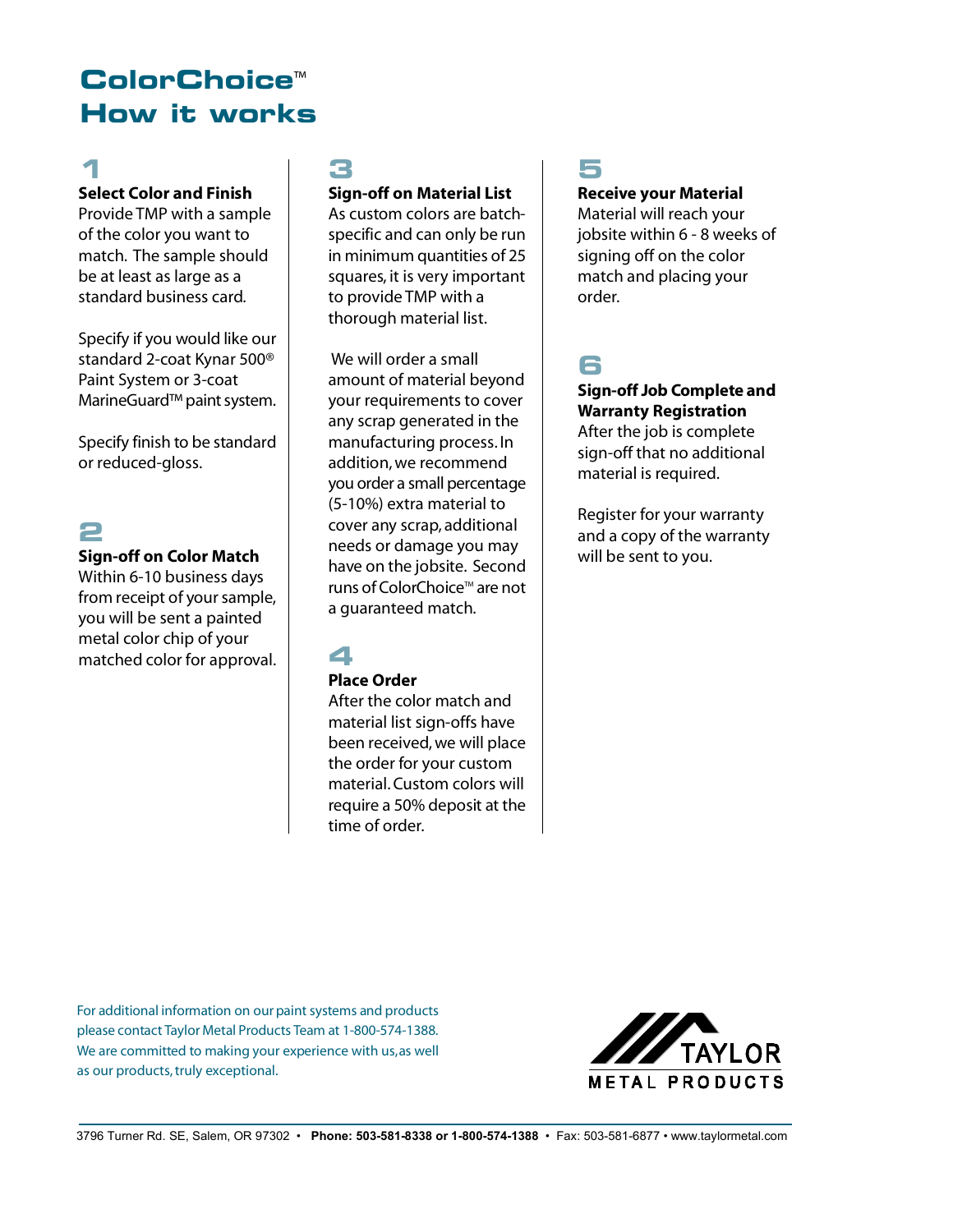# ColorChoice™ How it works

## 1

### Select Color and Finish

Provide TMP with a sample of the color you want to match. The sample should be at least as large as a standard business card.

Specify if you would like our standard 2-coat Kynar 500® Paint System or 3-coat MarineGuard™ paint system.

Specify finish to be standard or reduced-gloss.

## 2

### Sign-off on Color Match

Within 6-10 business days from receipt of your sample, you will be sent a painted metal color chip of your matched color for approval.

## 3

### Sign-off on Material List

As custom colors are batch-specific and can only be run in minimum quantities of 25 squares, it is very important to provide TMP with a thorough material list.

We will order a small amount of material beyond your requirements to cover any scrap generated in the manufacturing process. In addition, we recommend you order a small percentage (5-10%) extra material to cover any scrap, additional needs or damage you may have on the jobsite. Second runs of ColorChoice™ are not a guaranteed match.

## 4

### Place Order

After the color match and material list sign-offs have been received, we will place the order for your custom material. Custom colors will require a 50% deposit at the time of order.

## 5

### Receive your Material

Material will reach your jobsite within 6 - 8 weeks of signing off on the color match and placing your order.

## 6

### Sign-off Job Complete and Warranty Registration

After the job is complete sign-off that no additional material is required.

Register for your warranty and a copy of the warranty will be sent to you.

For additional information on our paint systems and products please contact Taylor Metal Products Team at 1-800-574-1388. We are committed to making your experience with us, as well as our products, truly exceptional.

TAYLOR METAL PRODUCTS

3796 Turner Rd. SE, Salem, OR 97302 • **Phone: 503-581-8338 or 1-800-574-1388** • Fax: 503-581-6877 • www.taylormetal.com